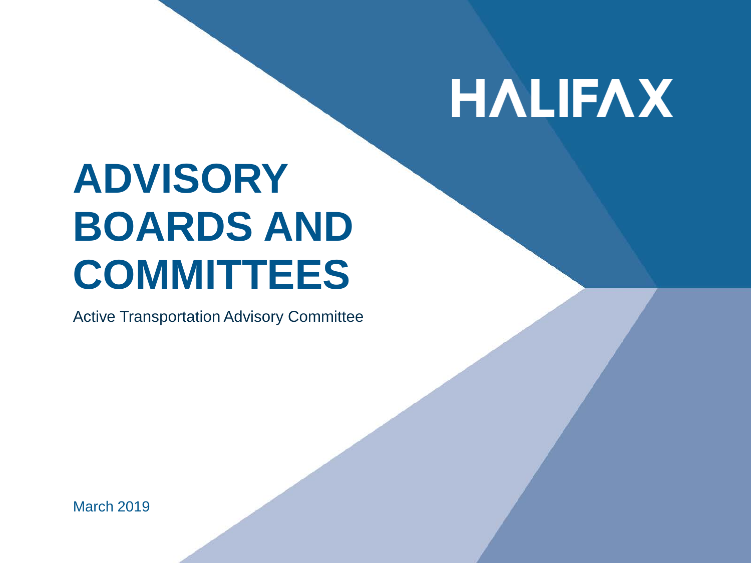HALIFAX

# ADVISORY BOARDS AND COMMITTEES

Active Transportation Advisory Committee

March 2019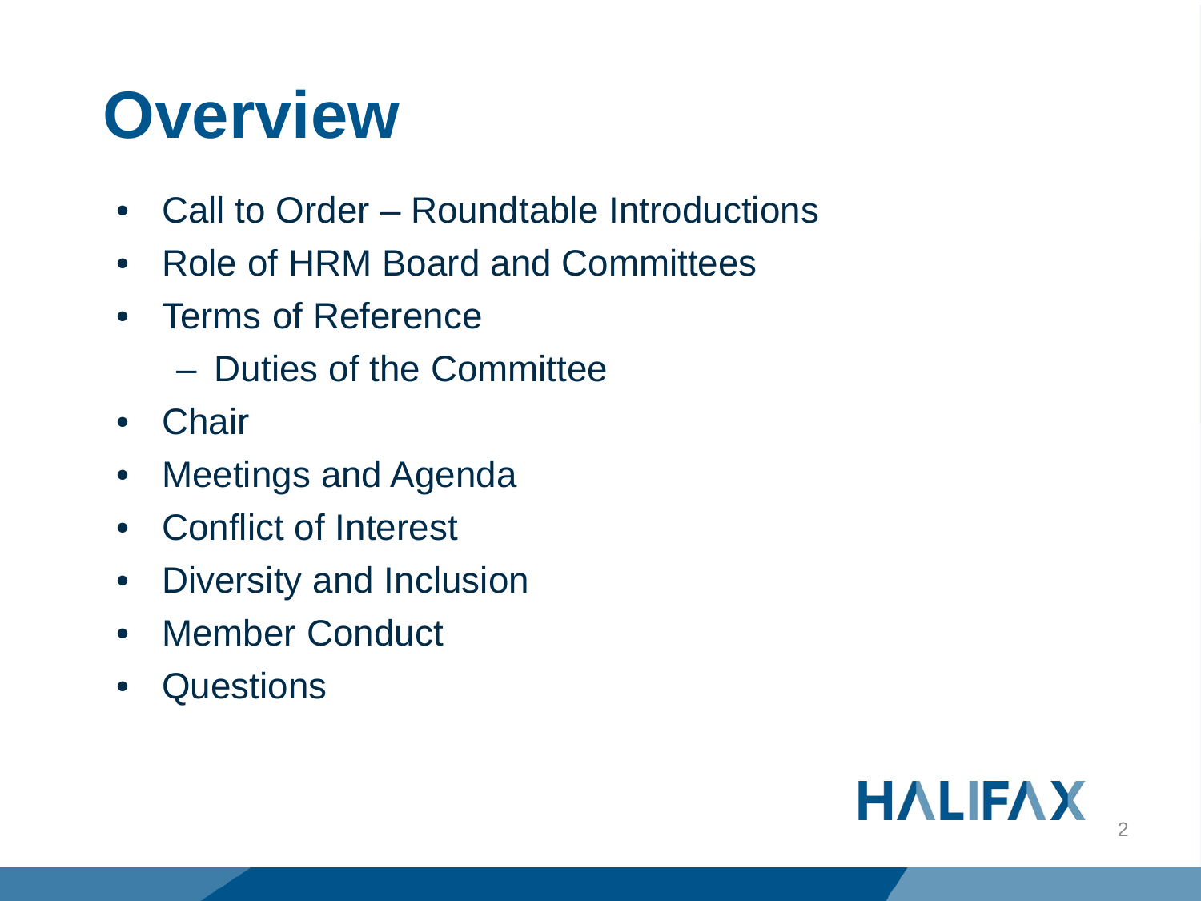# Overview

- Call to Order – Roundtable Introductions
- Role of HRM Board and Committees
- Terms of Reference
  - Duties of the Committee
- Chair
- Meetings and Agenda
- Conflict of Interest
- Diversity and Inclusion
- Member Conduct
- Questions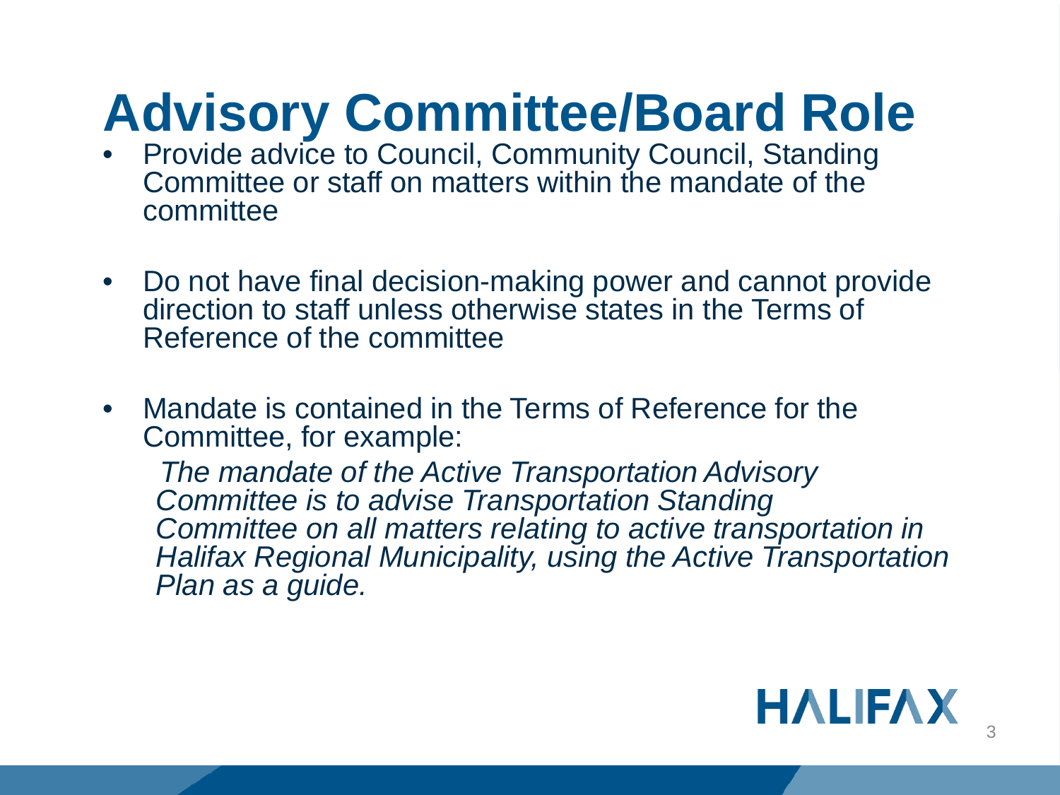# Advisory Committee/Board Role

- Provide advice to Council, Community Council, Standing Committee or staff on matters within the mandate of the committee

- Do not have final decision-making power and cannot provide direction to staff unless otherwise states in the Terms of Reference of the committee

- Mandate is contained in the Terms of Reference for the Committee, for example:

  *The mandate of the Active Transportation Advisory Committee is to advise Transportation Standing Committee on all matters relating to active transportation in Halifax Regional Municipality, using the Active Transportation Plan as a guide.*

HALIFAX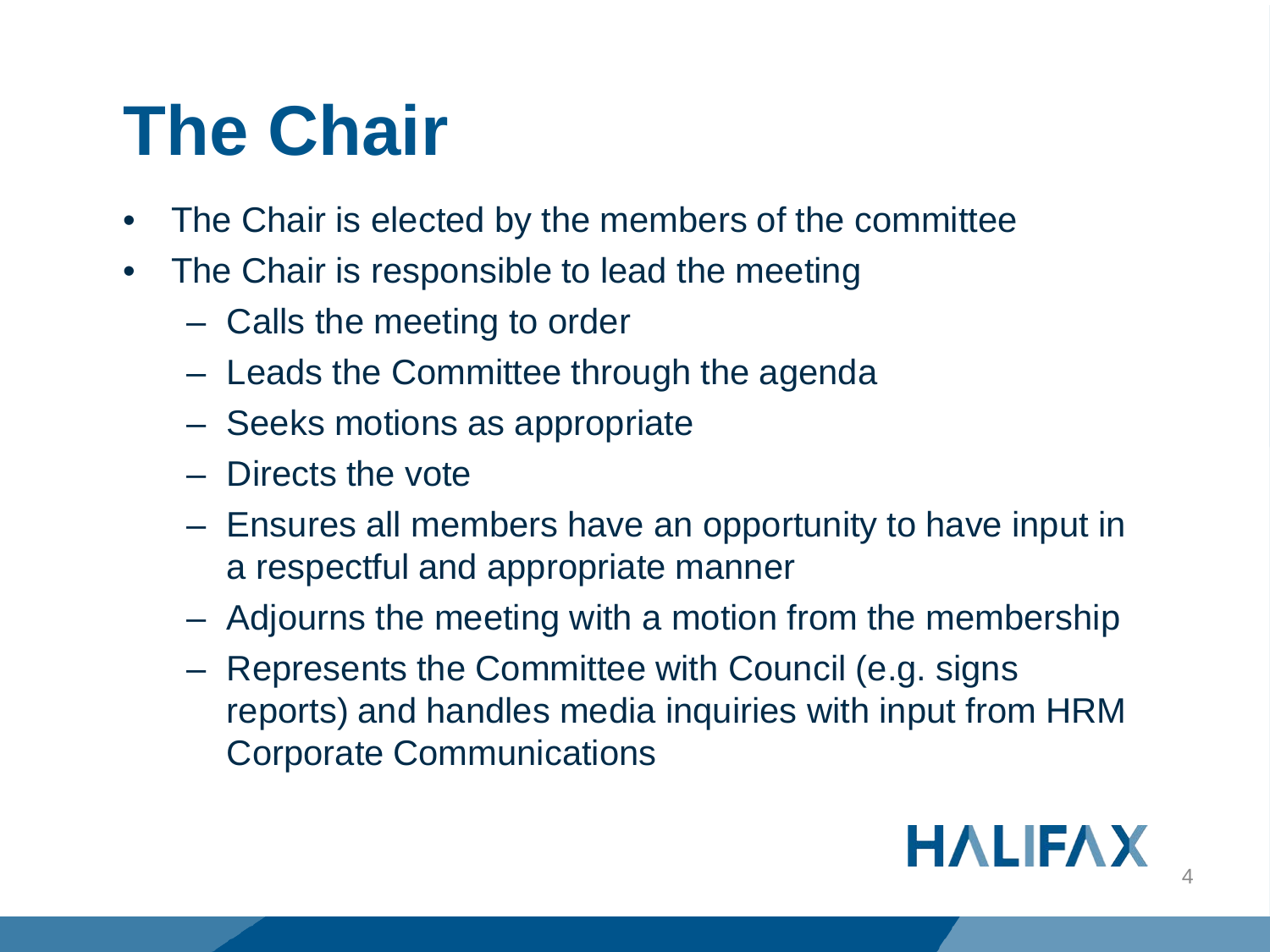# The Chair

- The Chair is elected by the members of the committee
- The Chair is responsible to lead the meeting
  - Calls the meeting to order
  - Leads the Committee through the agenda
  - Seeks motions as appropriate
  - Directs the vote
  - Ensures all members have an opportunity to have input in a respectful and appropriate manner
  - Adjourns the meeting with a motion from the membership
  - Represents the Committee with Council (e.g. signs reports) and handles media inquiries with input from HRM Corporate Communications

HALIFAX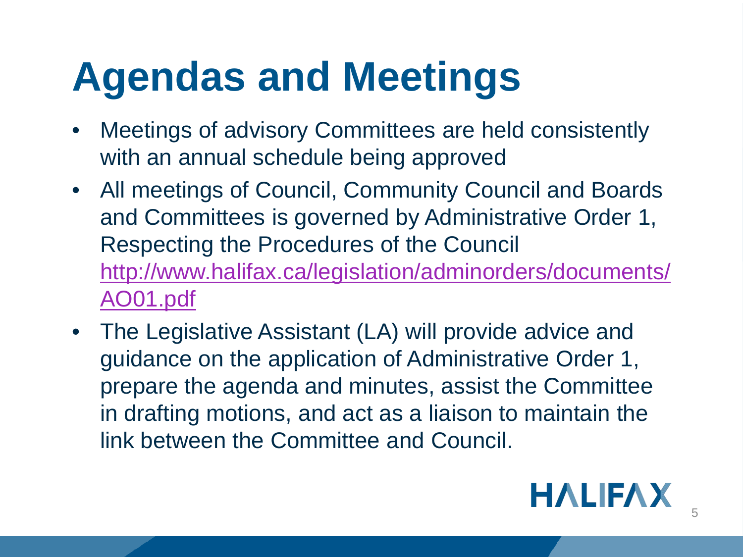# Agendas and Meetings

- Meetings of advisory Committees are held consistently with an annual schedule being approved
- All meetings of Council, Community Council and Boards and Committees is governed by Administrative Order 1, Respecting the Procedures of the Council [http://www.halifax.ca/legislation/adminorders/documents/AO01.pdf](http://www.halifax.ca/legislation/adminorders/documents/AO01.pdf)
- The Legislative Assistant (LA) will provide advice and guidance on the application of Administrative Order 1, prepare the agenda and minutes, assist the Committee in drafting motions, and act as a liaison to maintain the link between the Committee and Council.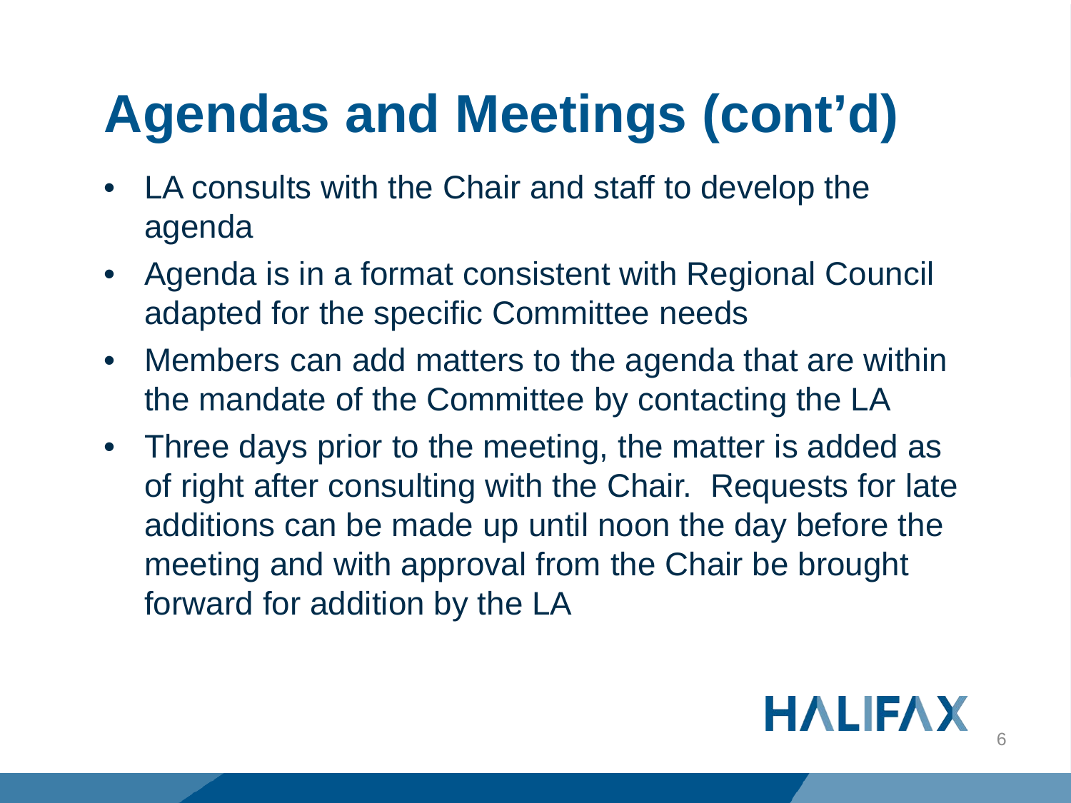# Agendas and Meetings (cont'd)

- LA consults with the Chair and staff to develop the agenda
- Agenda is in a format consistent with Regional Council adapted for the specific Committee needs
- Members can add matters to the agenda that are within the mandate of the Committee by contacting the LA
- Three days prior to the meeting, the matter is added as of right after consulting with the Chair. Requests for late additions can be made up until noon the day before the meeting and with approval from the Chair be brought forward for addition by the LA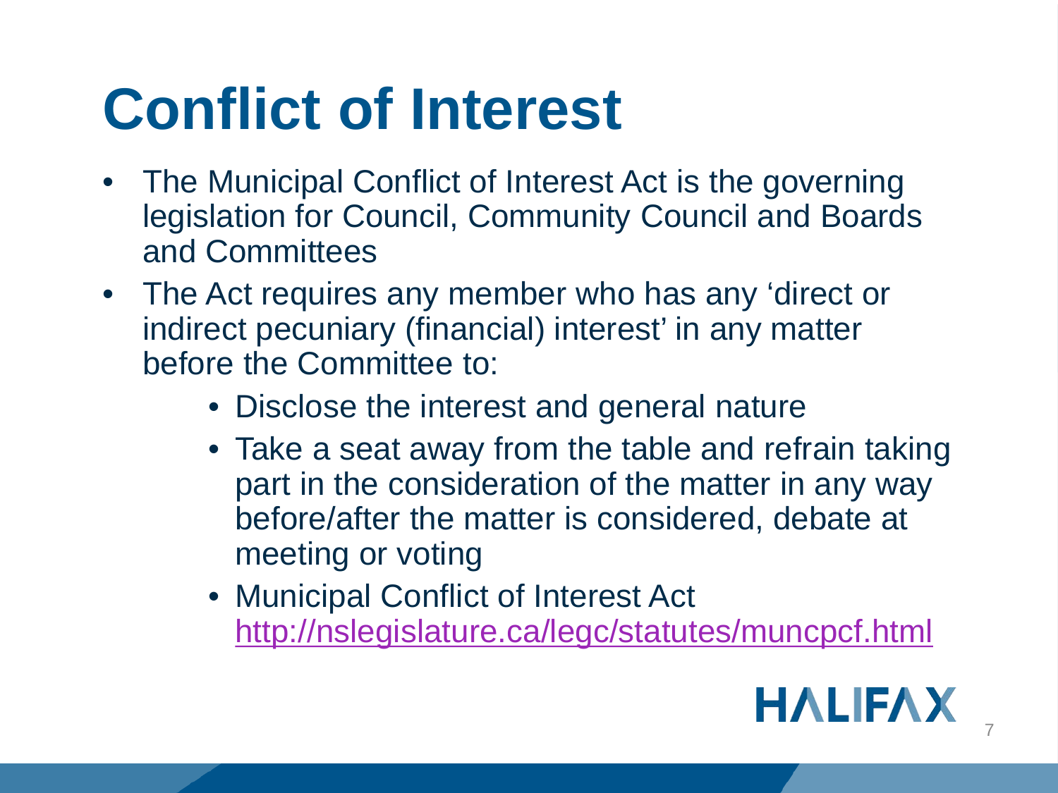# Conflict of Interest

- The Municipal Conflict of Interest Act is the governing legislation for Council, Community Council and Boards and Committees
- The Act requires any member who has any 'direct or indirect pecuniary (financial) interest' in any matter before the Committee to:
  - Disclose the interest and general nature
  - Take a seat away from the table and refrain taking part in the consideration of the matter in any way before/after the matter is considered, debate at meeting or voting
  - Municipal Conflict of Interest Act http://nslegislature.ca/legc/statutes/muncpcf.html

HALIFAX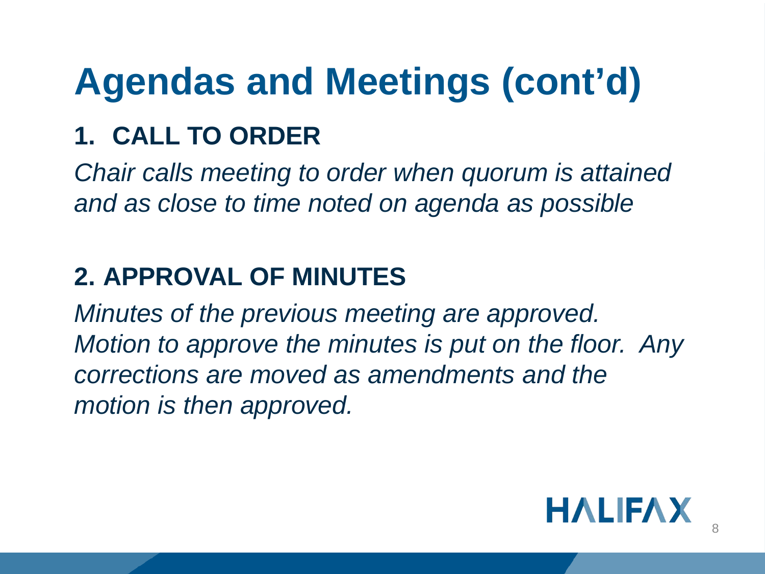# Agendas and Meetings (cont'd)

## 1. CALL TO ORDER

*Chair calls meeting to order when quorum is attained and as close to time noted on agenda as possible*

## 2. APPROVAL OF MINUTES

*Minutes of the previous meeting are approved. Motion to approve the minutes is put on the floor. Any corrections are moved as amendments and the motion is then approved.*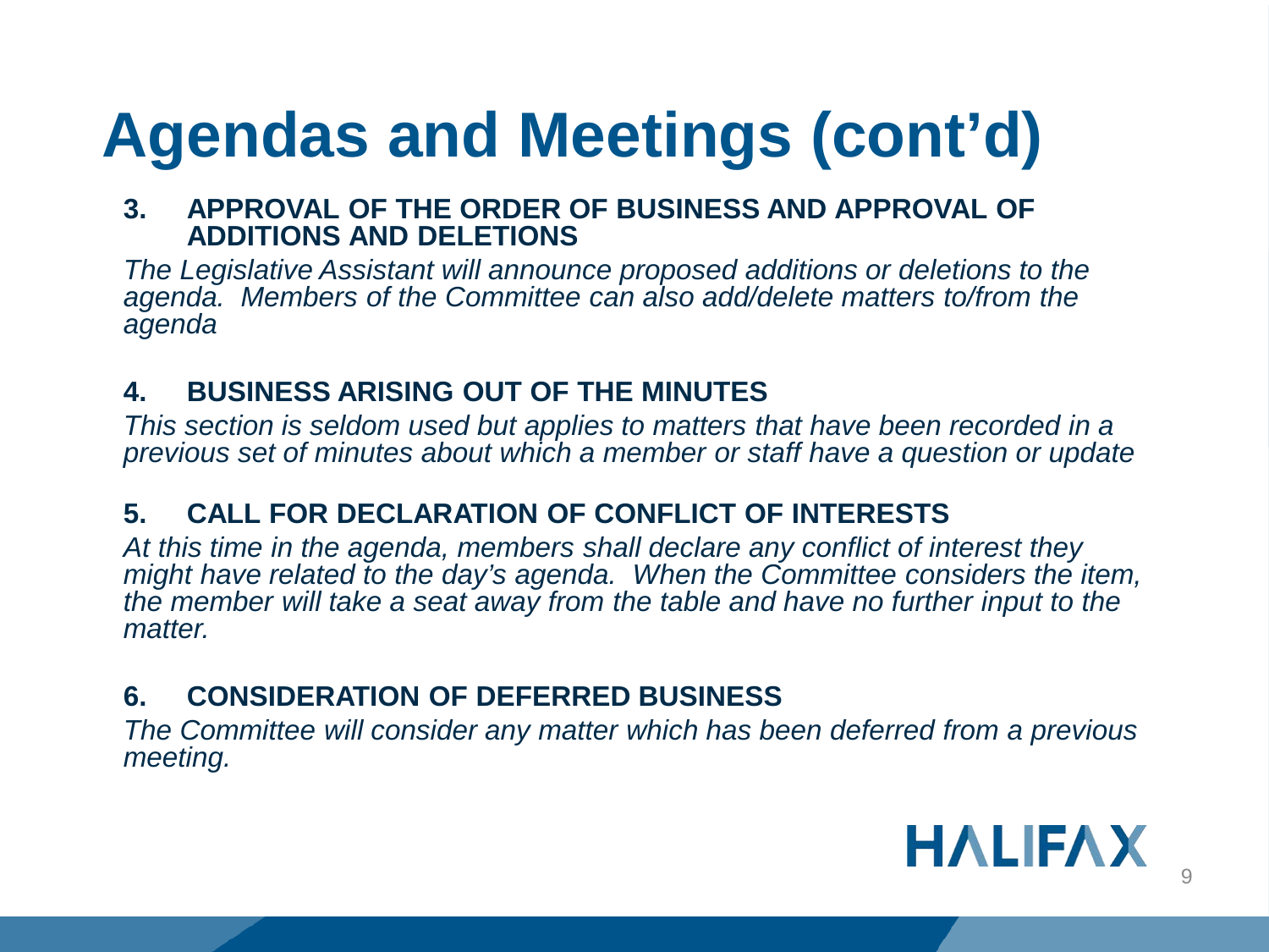# Agendas and Meetings (cont'd)

**3. APPROVAL OF THE ORDER OF BUSINESS AND APPROVAL OF ADDITIONS AND DELETIONS**

*The Legislative Assistant will announce proposed additions or deletions to the agenda. Members of the Committee can also add/delete matters to/from the agenda*

**4. BUSINESS ARISING OUT OF THE MINUTES**

*This section is seldom used but applies to matters that have been recorded in a previous set of minutes about which a member or staff have a question or update*

**5. CALL FOR DECLARATION OF CONFLICT OF INTERESTS**

*At this time in the agenda, members shall declare any conflict of interest they might have related to the day's agenda. When the Committee considers the item, the member will take a seat away from the table and have no further input to the matter.*

**6. CONSIDERATION OF DEFERRED BUSINESS**

*The Committee will consider any matter which has been deferred from a previous meeting.*

HALIFAX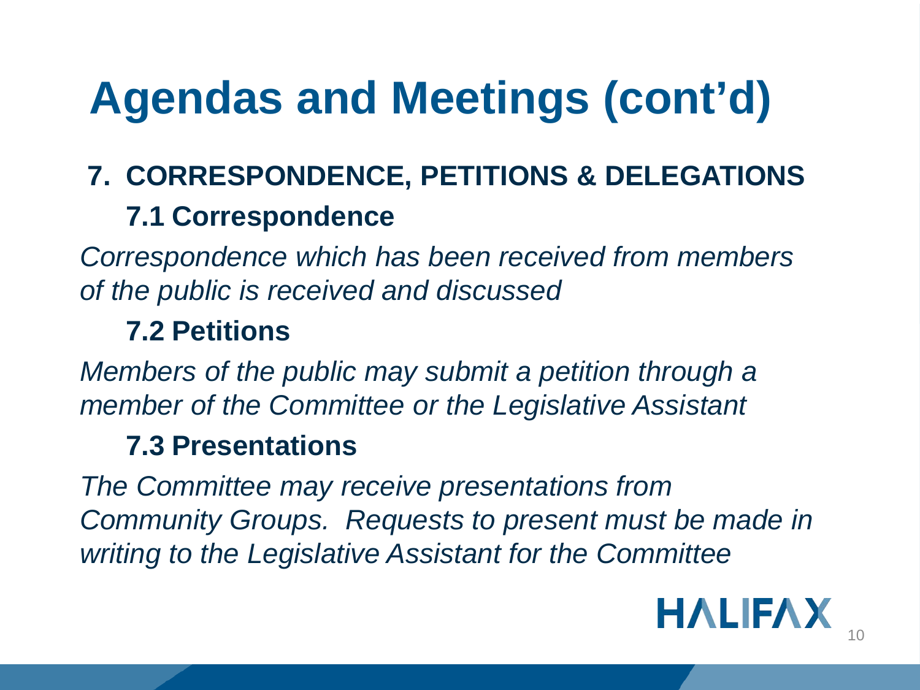# Agendas and Meetings (cont'd)

## 7. CORRESPONDENCE, PETITIONS & DELEGATIONS

### 7.1 Correspondence

*Correspondence which has been received from members of the public is received and discussed*

### 7.2 Petitions

*Members of the public may submit a petition through a member of the Committee or the Legislative Assistant*

### 7.3 Presentations

*The Committee may receive presentations from Community Groups. Requests to present must be made in writing to the Legislative Assistant for the Committee*

HALIFAX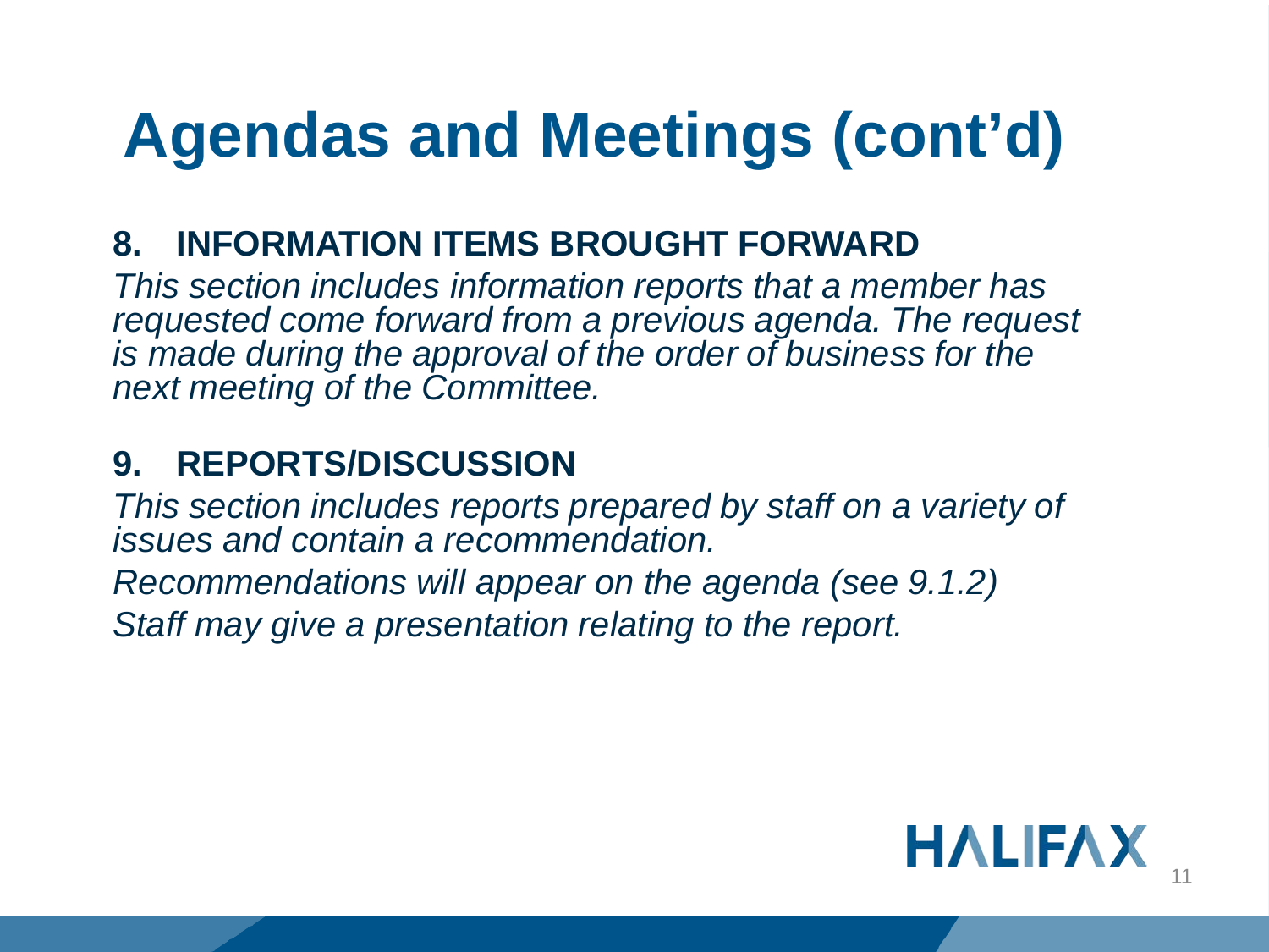# Agendas and Meetings (cont'd)

**8. INFORMATION ITEMS BROUGHT FORWARD**

*This section includes information reports that a member has requested come forward from a previous agenda. The request is made during the approval of the order of business for the next meeting of the Committee.*

**9. REPORTS/DISCUSSION**

*This section includes reports prepared by staff on a variety of issues and contain a recommendation.*

*Recommendations will appear on the agenda (see 9.1.2)*

*Staff may give a presentation relating to the report.*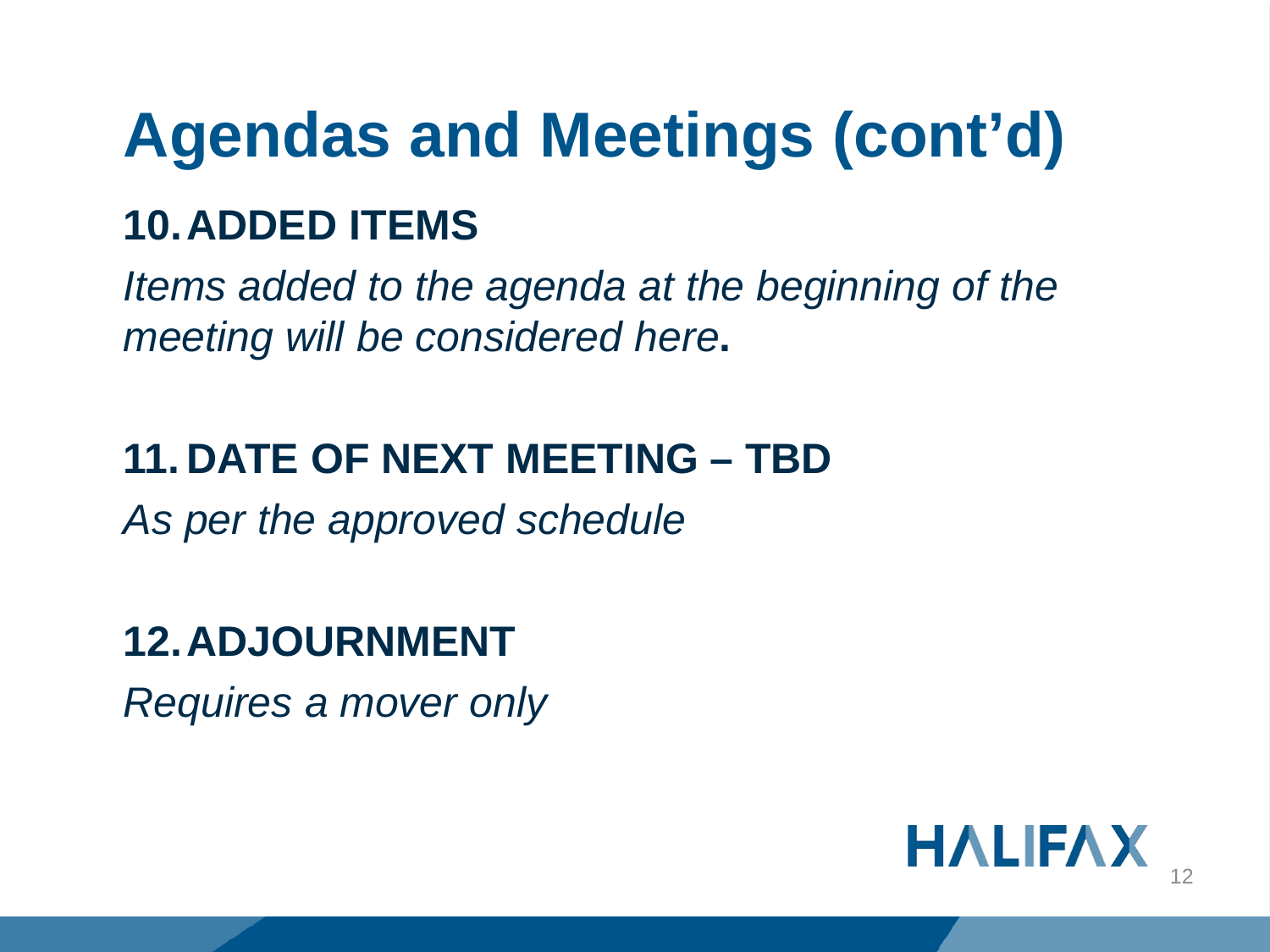# Agendas and Meetings (cont'd)

## 10. ADDED ITEMS

*Items added to the agenda at the beginning of the meeting will be considered here***.**

## 11. DATE OF NEXT MEETING – TBD

*As per the approved schedule*

## 12. ADJOURNMENT

*Requires a mover only*

HALIFAX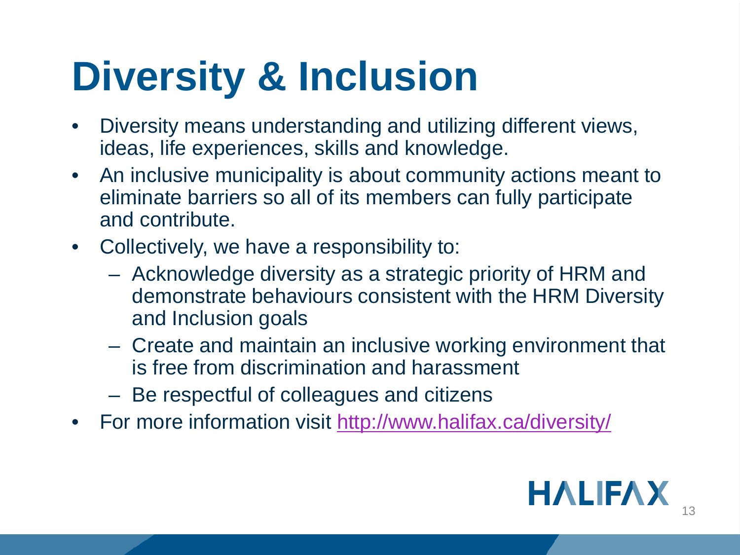# Diversity & Inclusion

- Diversity means understanding and utilizing different views, ideas, life experiences, skills and knowledge.
- An inclusive municipality is about community actions meant to eliminate barriers so all of its members can fully participate and contribute.
- Collectively, we have a responsibility to:
  - Acknowledge diversity as a strategic priority of HRM and demonstrate behaviours consistent with the HRM Diversity and Inclusion goals
  - Create and maintain an inclusive working environment that is free from discrimination and harassment
  - Be respectful of colleagues and citizens
- For more information visit [http://www.halifax.ca/diversity/](http://www.halifax.ca/diversity/)

HALIFAX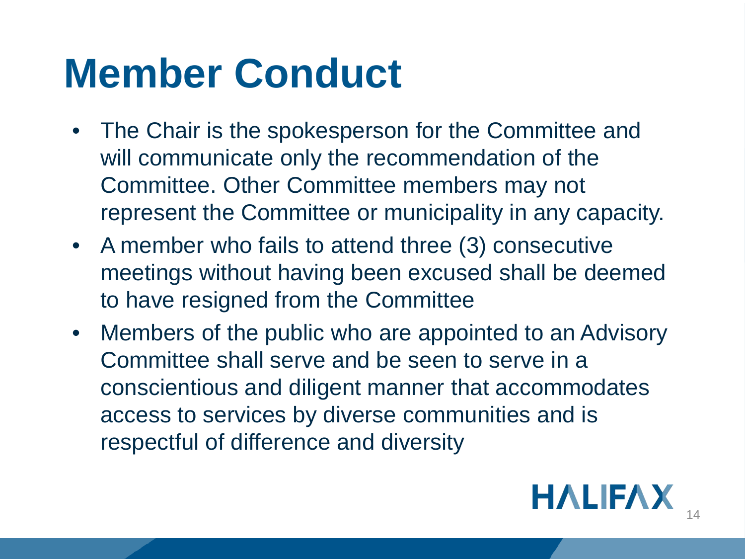# Member Conduct

- The Chair is the spokesperson for the Committee and will communicate only the recommendation of the Committee. Other Committee members may not represent the Committee or municipality in any capacity.
- A member who fails to attend three (3) consecutive meetings without having been excused shall be deemed to have resigned from the Committee
- Members of the public who are appointed to an Advisory Committee shall serve and be seen to serve in a conscientious and diligent manner that accommodates access to services by diverse communities and is respectful of difference and diversity

HALIFAX